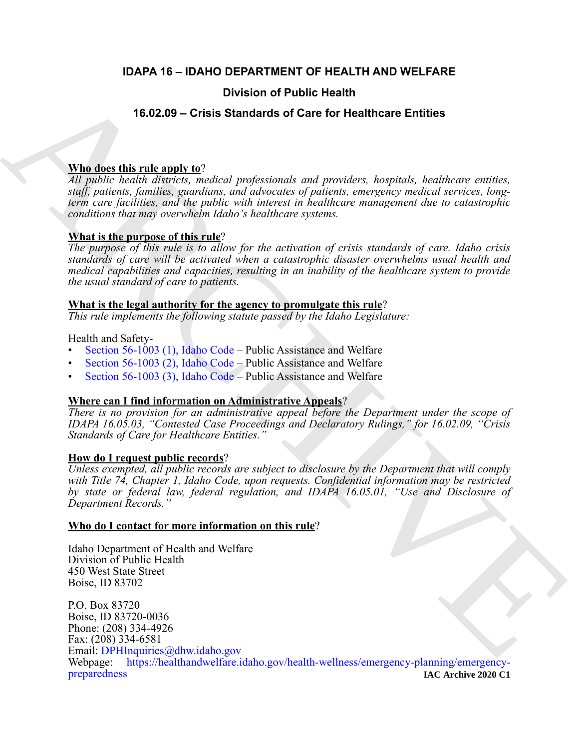# IDAPA 16 – IDAHO DEPARTMENT OF HEALTH AND WELFARE

## Division of Public Health

## 16.02.09 – Crisis Standards of Care for Healthcare Entities

**Who does this rule apply to**?

*All public health districts, medical professionals and providers, hospitals, healthcare entities, staff, patients, families, guardians, and advocates of patients, emergency medical services, long-term care facilities, and the public with interest in healthcare management due to catastrophic conditions that may overwhelm Idaho's healthcare systems.*

**What is the purpose of this rule**?

*The purpose of this rule is to allow for the activation of crisis standards of care. Idaho crisis standards of care will be activated when a catastrophic disaster overwhelms usual health and medical capabilities and capacities, resulting in an inability of the healthcare system to provide the usual standard of care to patients.*

**What is the legal authority for the agency to promulgate this rule**?

*This rule implements the following statute passed by the Idaho Legislature:*

Health and Safety-

- Section 56-1003 (1), Idaho Code – Public Assistance and Welfare
- Section 56-1003 (2), Idaho Code – Public Assistance and Welfare
- Section 56-1003 (3), Idaho Code – Public Assistance and Welfare

**Where can I find information on Administrative Appeals**?

*There is no provision for an administrative appeal before the Department under the scope of IDAPA 16.05.03, "Contested Case Proceedings and Declaratory Rulings," for 16.02.09, "Crisis Standards of Care for Healthcare Entities."*

**How do I request public records**?

*Unless exempted, all public records are subject to disclosure by the Department that will comply with Title 74, Chapter 1, Idaho Code, upon requests. Confidential information may be restricted by state or federal law, federal regulation, and IDAPA 16.05.01, "Use and Disclosure of Department Records."*

**Who do I contact for more information on this rule**?

Idaho Department of Health and Welfare
Division of Public Health
450 West State Street
Boise, ID 83702

P.O. Box 83720
Boise, ID 83720-0036
Phone: (208) 334-4926
Fax: (208) 334-6581
Email: DPHInquiries@dhw.idaho.gov
Webpage: https://healthandwelfare.idaho.gov/health-wellness/emergency-planning/emergency-preparedness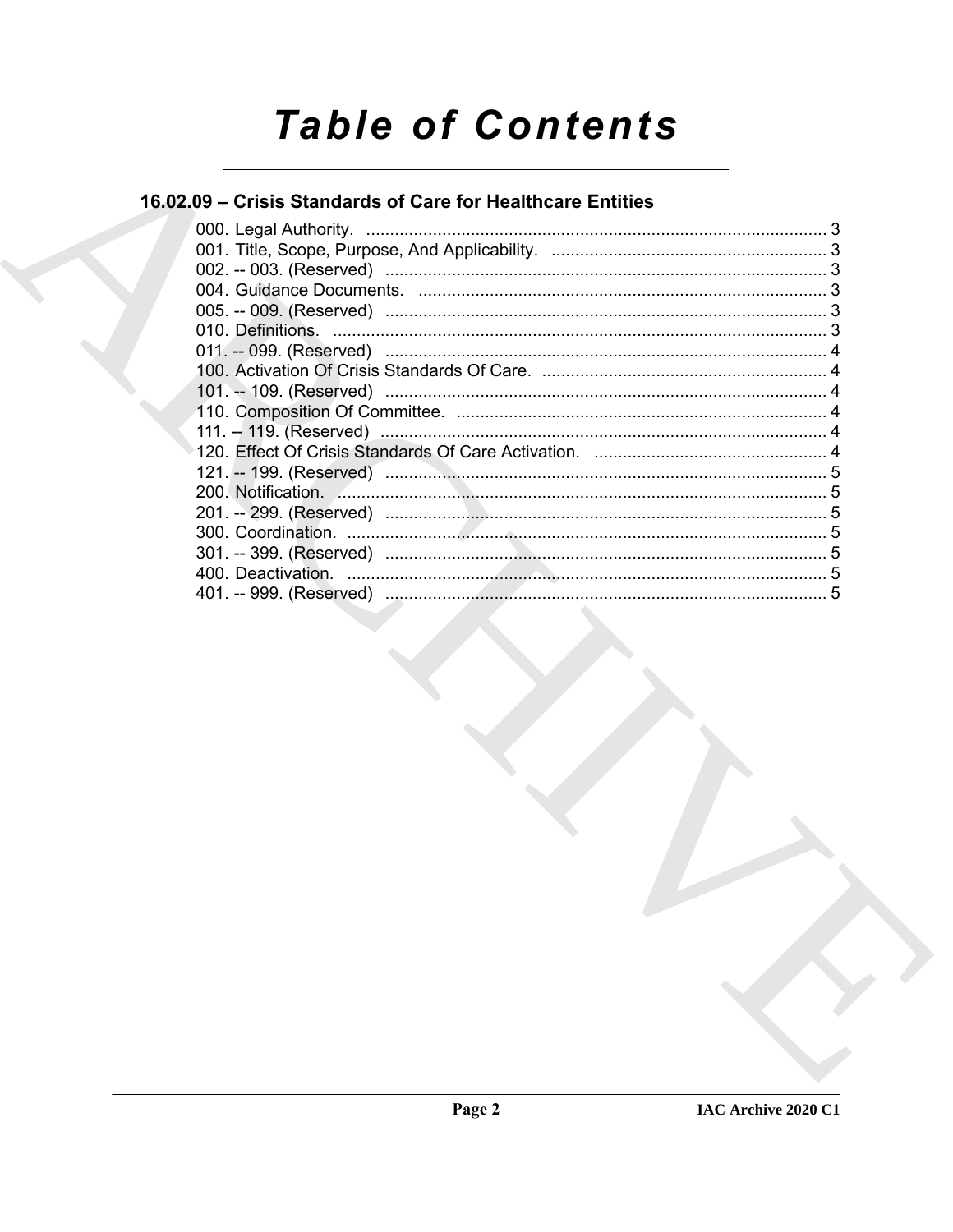# Table of Contents

## 16.02.09 – Crisis Standards of Care for Healthcare Entities

000. Legal Authority. ..... 3
001. Title, Scope, Purpose, And Applicability. ..... 3
002. -- 003. (Reserved) ..... 3
004. Guidance Documents. ..... 3
005. -- 009. (Reserved) ..... 3
010. Definitions. ..... 3
011. -- 099. (Reserved) ..... 4
100. Activation Of Crisis Standards Of Care. ..... 4
101. -- 109. (Reserved) ..... 4
110. Composition Of Committee. ..... 4
111. -- 119. (Reserved) ..... 4
120. Effect Of Crisis Standards Of Care Activation. ..... 4
121. -- 199. (Reserved) ..... 5
200. Notification. ..... 5
201. -- 299. (Reserved) ..... 5
300. Coordination. ..... 5
301. -- 399. (Reserved) ..... 5
400. Deactivation. ..... 5
401. -- 999. (Reserved) ..... 5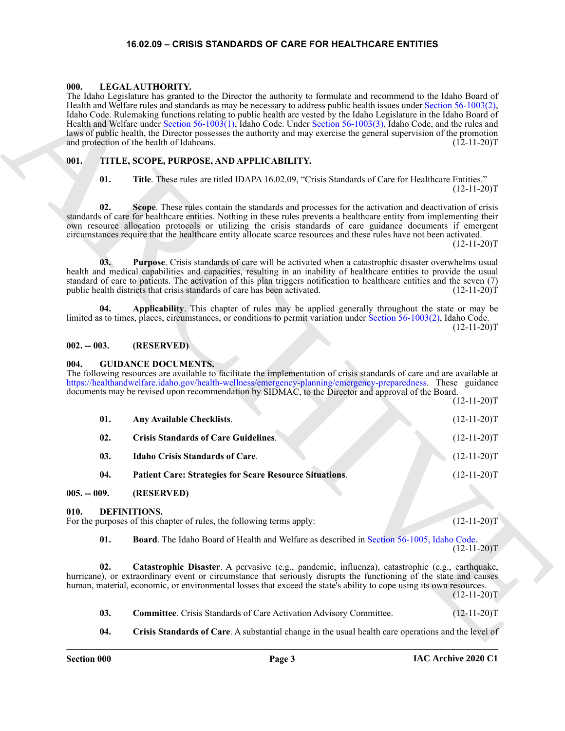## 16.02.09 – CRISIS STANDARDS OF CARE FOR HEALTHCARE ENTITIES

### 000. LEGAL AUTHORITY.

The Idaho Legislature has granted to the Director the authority to formulate and recommend to the Idaho Board of Health and Welfare rules and standards as may be necessary to address public health issues under Section 56-1003(2), Idaho Code. Rulemaking functions relating to public health are vested by the Idaho Legislature in the Idaho Board of Health and Welfare under Section 56-1003(1), Idaho Code. Under Section 56-1003(3), Idaho Code, and the rules and laws of public health, the Director possesses the authority and may exercise the general supervision of the promotion and protection of the health of Idahoans. (12-11-20)T

### 001. TITLE, SCOPE, PURPOSE, AND APPLICABILITY.

**01. Title**. These rules are titled IDAPA 16.02.09, "Crisis Standards of Care for Healthcare Entities." (12-11-20)T

**02. Scope**. These rules contain the standards and processes for the activation and deactivation of crisis standards of care for healthcare entities. Nothing in these rules prevents a healthcare entity from implementing their own resource allocation protocols or utilizing the crisis standards of care guidance documents if emergent circumstances require that the healthcare entity allocate scarce resources and these rules have not been activated. (12-11-20)T

**03. Purpose**. Crisis standards of care will be activated when a catastrophic disaster overwhelms usual health and medical capabilities and capacities, resulting in an inability of healthcare entities to provide the usual standard of care to patients. The activation of this plan triggers notification to healthcare entities and the seven (7) public health districts that crisis standards of care has been activated. (12-11-20)T

**04. Applicability**. This chapter of rules may be applied generally throughout the state or may be limited as to times, places, circumstances, or conditions to permit variation under Section 56-1003(2), Idaho Code. (12-11-20)T

### 002. -- 003. (RESERVED)

### 004. GUIDANCE DOCUMENTS.

The following resources are available to facilitate the implementation of crisis standards of care and are available at https://healthandwelfare.idaho.gov/health-wellness/emergency-planning/emergency-preparedness. These guidance documents may be revised upon recommendation by SIDMAC, to the Director and approval of the Board. (12-11-20)T

**01. Any Available Checklists**. (12-11-20)T

**02. Crisis Standards of Care Guidelines**. (12-11-20)T

**03. Idaho Crisis Standards of Care**. (12-11-20)T

**04. Patient Care: Strategies for Scare Resource Situations**. (12-11-20)T

### 005. -- 009. (RESERVED)

### 010. DEFINITIONS.

For the purposes of this chapter of rules, the following terms apply: (12-11-20)T

**01. Board**. The Idaho Board of Health and Welfare as described in Section 56-1005, Idaho Code. (12-11-20)T

**02. Catastrophic Disaster**. A pervasive (e.g., pandemic, influenza), catastrophic (e.g., earthquake, hurricane), or extraordinary event or circumstance that seriously disrupts the functioning of the state and causes human, material, economic, or environmental losses that exceed the state's ability to cope using its own resources. (12-11-20)T

**03. Committee**. Crisis Standards of Care Activation Advisory Committee. (12-11-20)T

**04. Crisis Standards of Care**. A substantial change in the usual health care operations and the level of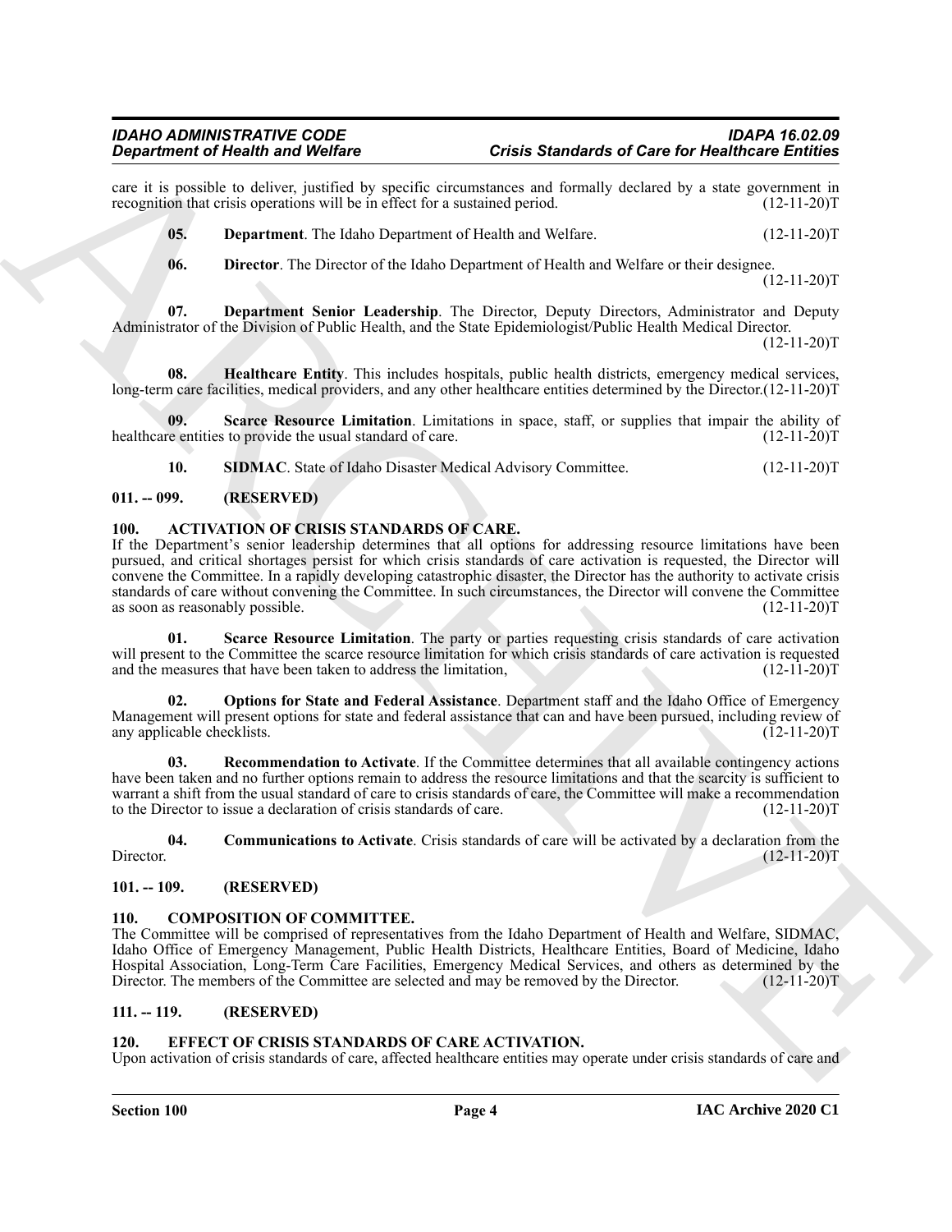care it is possible to deliver, justified by specific circumstances and formally declared by a state government in recognition that crisis operations will be in effect for a sustained period. (12-11-20)T

**05. Department**. The Idaho Department of Health and Welfare. (12-11-20)T

**06. Director**. The Director of the Idaho Department of Health and Welfare or their designee. (12-11-20)T

**07. Department Senior Leadership**. The Director, Deputy Directors, Administrator and Deputy Administrator of the Division of Public Health, and the State Epidemiologist/Public Health Medical Director. (12-11-20)T

**08. Healthcare Entity**. This includes hospitals, public health districts, emergency medical services, long-term care facilities, medical providers, and any other healthcare entities determined by the Director.(12-11-20)T

**09. Scarce Resource Limitation**. Limitations in space, staff, or supplies that impair the ability of healthcare entities to provide the usual standard of care. (12-11-20)T

**10. SIDMAC**. State of Idaho Disaster Medical Advisory Committee. (12-11-20)T

## 011. -- 099. (RESERVED)

## 100. ACTIVATION OF CRISIS STANDARDS OF CARE.

If the Department's senior leadership determines that all options for addressing resource limitations have been pursued, and critical shortages persist for which crisis standards of care activation is requested, the Director will convene the Committee. In a rapidly developing catastrophic disaster, the Director has the authority to activate crisis standards of care without convening the Committee. In such circumstances, the Director will convene the Committee as soon as reasonably possible. (12-11-20)T

**01. Scarce Resource Limitation**. The party or parties requesting crisis standards of care activation will present to the Committee the scarce resource limitation for which crisis standards of care activation is requested and the measures that have been taken to address the limitation, (12-11-20)T

**02. Options for State and Federal Assistance**. Department staff and the Idaho Office of Emergency Management will present options for state and federal assistance that can and have been pursued, including review of any applicable checklists. (12-11-20)T

**03. Recommendation to Activate**. If the Committee determines that all available contingency actions have been taken and no further options remain to address the resource limitations and that the scarcity is sufficient to warrant a shift from the usual standard of care to crisis standards of care, the Committee will make a recommendation to the Director to issue a declaration of crisis standards of care. (12-11-20)T

**04. Communications to Activate**. Crisis standards of care will be activated by a declaration from the Director. (12-11-20)T

## 101. -- 109. (RESERVED)

## 110. COMPOSITION OF COMMITTEE.

The Committee will be comprised of representatives from the Idaho Department of Health and Welfare, SIDMAC, Idaho Office of Emergency Management, Public Health Districts, Healthcare Entities, Board of Medicine, Idaho Hospital Association, Long-Term Care Facilities, Emergency Medical Services, and others as determined by the Director. The members of the Committee are selected and may be removed by the Director. (12-11-20)T

## 111. -- 119. (RESERVED)

## 120. EFFECT OF CRISIS STANDARDS OF CARE ACTIVATION.

Upon activation of crisis standards of care, affected healthcare entities may operate under crisis standards of care and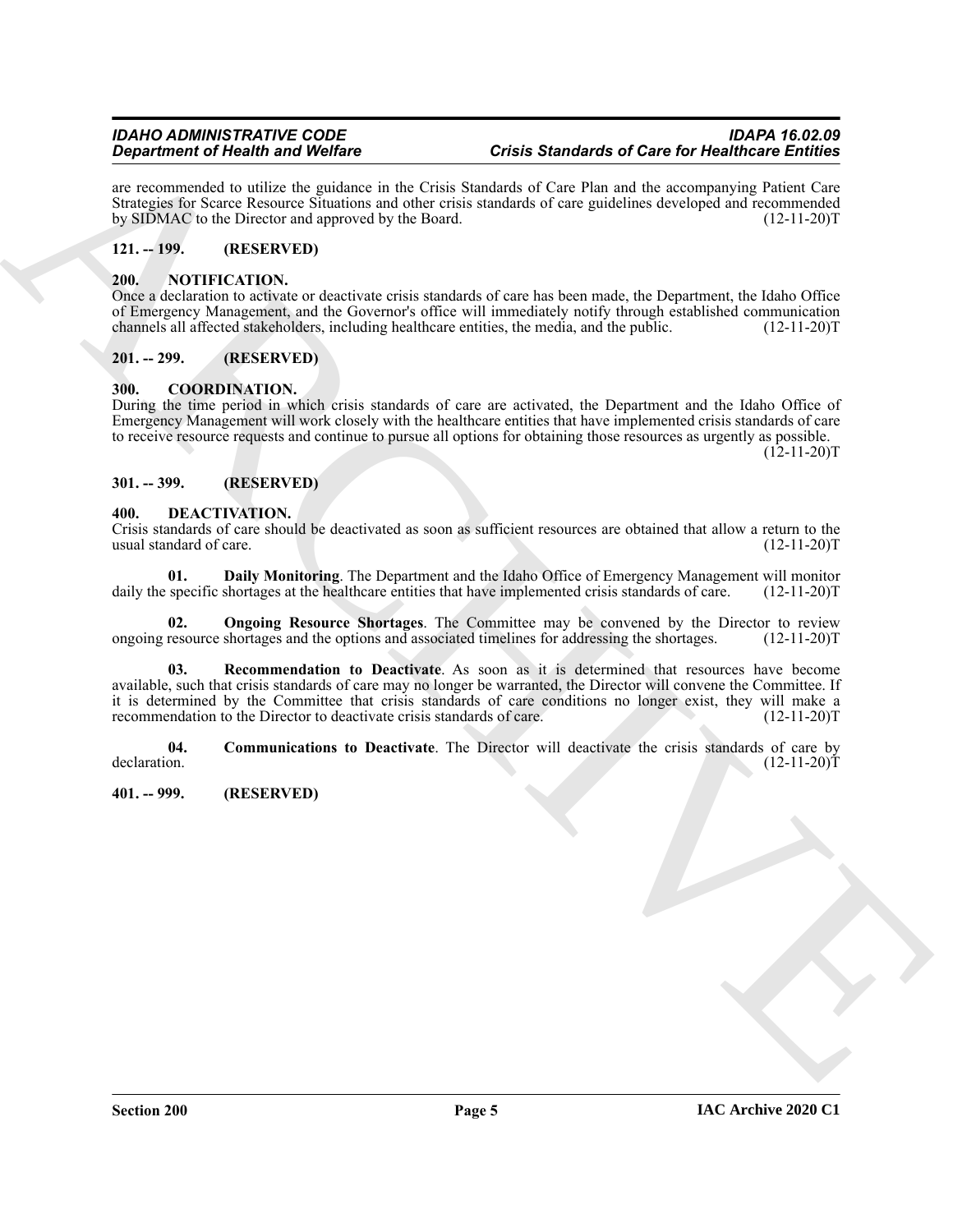are recommended to utilize the guidance in the Crisis Standards of Care Plan and the accompanying Patient Care Strategies for Scarce Resource Situations and other crisis standards of care guidelines developed and recommended by SIDMAC to the Director and approved by the Board. (12-11-20)T

**121. -- 199. (RESERVED)**

**200. NOTIFICATION.**

Once a declaration to activate or deactivate crisis standards of care has been made, the Department, the Idaho Office of Emergency Management, and the Governor's office will immediately notify through established communication channels all affected stakeholders, including healthcare entities, the media, and the public. (12-11-20)T

**201. -- 299. (RESERVED)**

**300. COORDINATION.**

During the time period in which crisis standards of care are activated, the Department and the Idaho Office of Emergency Management will work closely with the healthcare entities that have implemented crisis standards of care to receive resource requests and continue to pursue all options for obtaining those resources as urgently as possible. (12-11-20)T

**301. -- 399. (RESERVED)**

**400. DEACTIVATION.**

Crisis standards of care should be deactivated as soon as sufficient resources are obtained that allow a return to the usual standard of care. (12-11-20)T

**01. Daily Monitoring**. The Department and the Idaho Office of Emergency Management will monitor daily the specific shortages at the healthcare entities that have implemented crisis standards of care. (12-11-20)T

**02. Ongoing Resource Shortages**. The Committee may be convened by the Director to review ongoing resource shortages and the options and associated timelines for addressing the shortages. (12-11-20)T

**03. Recommendation to Deactivate**. As soon as it is determined that resources have become available, such that crisis standards of care may no longer be warranted, the Director will convene the Committee. If it is determined by the Committee that crisis standards of care conditions no longer exist, they will make a recommendation to the Director to deactivate crisis standards of care. (12-11-20)T

**04. Communications to Deactivate**. The Director will deactivate the crisis standards of care by declaration. (12-11-20)T

**401. -- 999. (RESERVED)**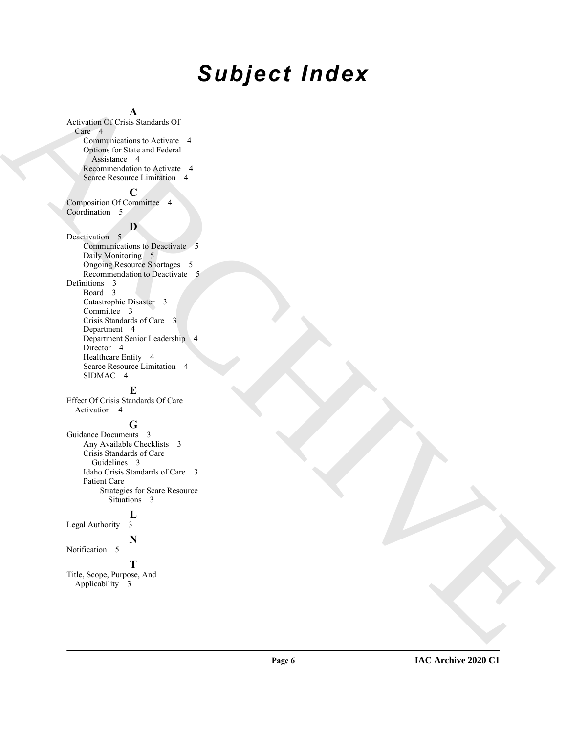# *Subject Index*

**A**

Activation Of Crisis Standards Of Care 4
- Communications to Activate 4
- Options for State and Federal Assistance 4
- Recommendation to Activate 4
- Scarce Resource Limitation 4

**C**

Composition Of Committee 4
Coordination 5

**D**

Deactivation 5
- Communications to Deactivate 5
- Daily Monitoring 5
- Ongoing Resource Shortages 5
- Recommendation to Deactivate 5

Definitions 3
- Board 3
- Catastrophic Disaster 3
- Committee 3
- Crisis Standards of Care 3
- Department 4
- Department Senior Leadership 4
- Director 4
- Healthcare Entity 4
- Scarce Resource Limitation 4
- SIDMAC 4

**E**

Effect Of Crisis Standards Of Care Activation 4

**G**

Guidance Documents 3
- Any Available Checklists 3
- Crisis Standards of Care Guidelines 3
- Idaho Crisis Standards of Care 3
- Patient Care
  - Strategies for Scare Resource Situations 3

**L**

Legal Authority 3

**N**

Notification 5

**T**

Title, Scope, Purpose, And Applicability 3